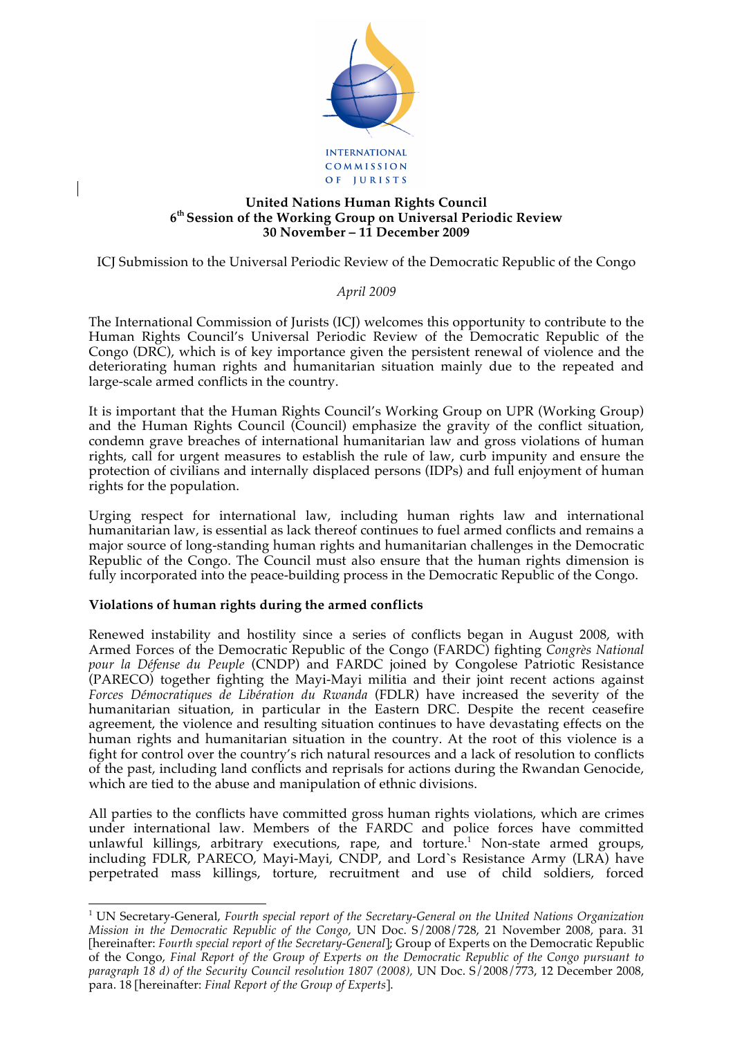INTERNATIONAL COMMISSION OF JURISTS

**United Nations Human Rights Council**
**6th Session of the Working Group on Universal Periodic Review**
**30 November – 11 December 2009**

ICJ Submission to the Universal Periodic Review of the Democratic Republic of the Congo

*April 2009*

The International Commission of Jurists (ICJ) welcomes this opportunity to contribute to the Human Rights Council's Universal Periodic Review of the Democratic Republic of the Congo (DRC), which is of key importance given the persistent renewal of violence and the deteriorating human rights and humanitarian situation mainly due to the repeated and large-scale armed conflicts in the country.

It is important that the Human Rights Council's Working Group on UPR (Working Group) and the Human Rights Council (Council) emphasize the gravity of the conflict situation, condemn grave breaches of international humanitarian law and gross violations of human rights, call for urgent measures to establish the rule of law, curb impunity and ensure the protection of civilians and internally displaced persons (IDPs) and full enjoyment of human rights for the population.

Urging respect for international law, including human rights law and international humanitarian law, is essential as lack thereof continues to fuel armed conflicts and remains a major source of long-standing human rights and humanitarian challenges in the Democratic Republic of the Congo. The Council must also ensure that the human rights dimension is fully incorporated into the peace-building process in the Democratic Republic of the Congo.

**Violations of human rights during the armed conflicts**

Renewed instability and hostility since a series of conflicts began in August 2008, with Armed Forces of the Democratic Republic of the Congo (FARDC) fighting *Congrès National pour la Défense du Peuple* (CNDP) and FARDC joined by Congolese Patriotic Resistance (PARECO) together fighting the Mayi-Mayi militia and their joint recent actions against *Forces Démocratiques de Libération du Rwanda* (FDLR) have increased the severity of the humanitarian situation, in particular in the Eastern DRC. Despite the recent ceasefire agreement, the violence and resulting situation continues to have devastating effects on the human rights and humanitarian situation in the country. At the root of this violence is a fight for control over the country's rich natural resources and a lack of resolution to conflicts of the past, including land conflicts and reprisals for actions during the Rwandan Genocide, which are tied to the abuse and manipulation of ethnic divisions.

All parties to the conflicts have committed gross human rights violations, which are crimes under international law. Members of the FARDC and police forces have committed unlawful killings, arbitrary executions, rape, and torture.[1] Non-state armed groups, including FDLR, PARECO, Mayi-Mayi, CNDP, and Lord`s Resistance Army (LRA) have perpetrated mass killings, torture, recruitment and use of child soldiers, forced

---

[1] UN Secretary-General, *Fourth special report of the Secretary-General on the United Nations Organization Mission in the Democratic Republic of the Congo*, UN Doc. S/2008/728, 21 November 2008, para. 31 [hereinafter: *Fourth special report of the Secretary-General*]; Group of Experts on the Democratic Republic of the Congo, *Final Report of the Group of Experts on the Democratic Republic of the Congo pursuant to paragraph 18 d) of the Security Council resolution 1807 (2008),* UN Doc. S/2008/773, 12 December 2008, para. 18 [hereinafter: *Final Report of the Group of Experts*].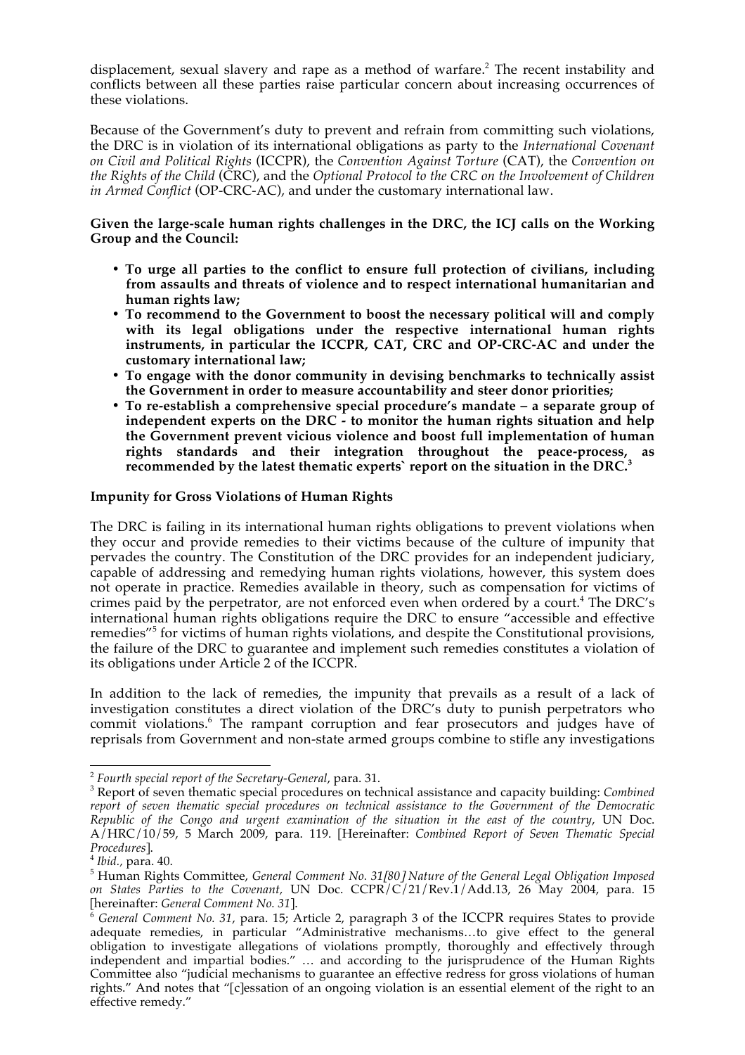displacement, sexual slavery and rape as a method of warfare.[2] The recent instability and conflicts between all these parties raise particular concern about increasing occurrences of these violations.

Because of the Government's duty to prevent and refrain from committing such violations, the DRC is in violation of its international obligations as party to the *International Covenant on Civil and Political Rights* (ICCPR), the *Convention Against Torture* (CAT), the *Convention on the Rights of the Child* (CRC), and the *Optional Protocol to the CRC on the Involvement of Children in Armed Conflict* (OP-CRC-AC), and under the customary international law.

**Given the large-scale human rights challenges in the DRC, the ICJ calls on the Working Group and the Council:**

- **To urge all parties to the conflict to ensure full protection of civilians, including from assaults and threats of violence and to respect international humanitarian and human rights law;**
- **To recommend to the Government to boost the necessary political will and comply with its legal obligations under the respective international human rights instruments, in particular the ICCPR, CAT, CRC and OP-CRC-AC and under the customary international law;**
- **To engage with the donor community in devising benchmarks to technically assist the Government in order to measure accountability and steer donor priorities;**
- **To re-establish a comprehensive special procedure's mandate – a separate group of independent experts on the DRC - to monitor the human rights situation and help the Government prevent vicious violence and boost full implementation of human rights standards and their integration throughout the peace-process, as recommended by the latest thematic experts` report on the situation in the DRC.[3]**

**Impunity for Gross Violations of Human Rights**

The DRC is failing in its international human rights obligations to prevent violations when they occur and provide remedies to their victims because of the culture of impunity that pervades the country. The Constitution of the DRC provides for an independent judiciary, capable of addressing and remedying human rights violations, however, this system does not operate in practice. Remedies available in theory, such as compensation for victims of crimes paid by the perpetrator, are not enforced even when ordered by a court.[4] The DRC's international human rights obligations require the DRC to ensure "accessible and effective remedies"[5] for victims of human rights violations, and despite the Constitutional provisions, the failure of the DRC to guarantee and implement such remedies constitutes a violation of its obligations under Article 2 of the ICCPR.

In addition to the lack of remedies, the impunity that prevails as a result of a lack of investigation constitutes a direct violation of the DRC's duty to punish perpetrators who commit violations.[6] The rampant corruption and fear prosecutors and judges have of reprisals from Government and non-state armed groups combine to stifle any investigations

---

[2] *Fourth special report of the Secretary-General*, para. 31.

[3] Report of seven thematic special procedures on technical assistance and capacity building: *Combined report of seven thematic special procedures on technical assistance to the Government of the Democratic Republic of the Congo and urgent examination of the situation in the east of the country*, UN Doc. A/HRC/10/59, 5 March 2009, para. 119. [Hereinafter: *Combined Report of Seven Thematic Special Procedures*].

[4] *Ibid.*, para. 40.

[5] Human Rights Committee, *General Comment No. 31[80] Nature of the General Legal Obligation Imposed on States Parties to the Covenant,* UN Doc. CCPR/C/21/Rev.1/Add.13, 26 May 2004, para. 15 [hereinafter: *General Comment No. 31*].

[6] *General Comment No. 31*, para. 15; Article 2, paragraph 3 of the ICCPR requires States to provide adequate remedies, in particular "Administrative mechanisms…to give effect to the general obligation to investigate allegations of violations promptly, thoroughly and effectively through independent and impartial bodies." … and according to the jurisprudence of the Human Rights Committee also "judicial mechanisms to guarantee an effective redress for gross violations of human rights." And notes that "[c]essation of an ongoing violation is an essential element of the right to an effective remedy."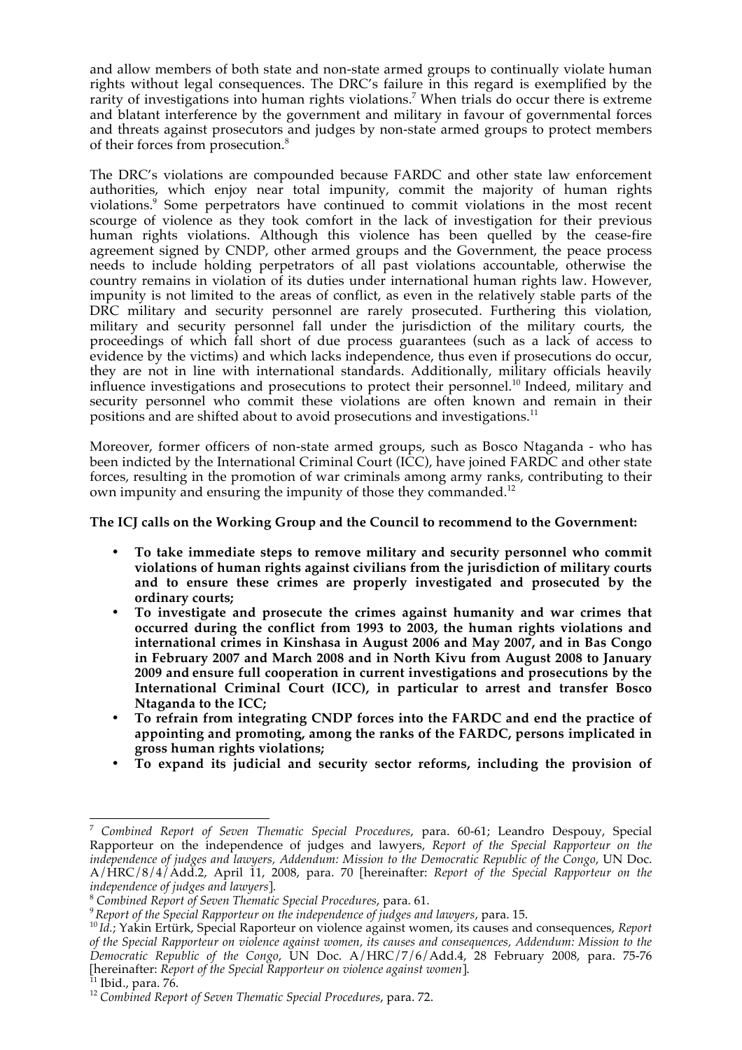and allow members of both state and non-state armed groups to continually violate human rights without legal consequences. The DRC's failure in this regard is exemplified by the rarity of investigations into human rights violations.[7] When trials do occur there is extreme and blatant interference by the government and military in favour of governmental forces and threats against prosecutors and judges by non-state armed groups to protect members of their forces from prosecution.[8]

The DRC's violations are compounded because FARDC and other state law enforcement authorities, which enjoy near total impunity, commit the majority of human rights violations.[9] Some perpetrators have continued to commit violations in the most recent scourge of violence as they took comfort in the lack of investigation for their previous human rights violations. Although this violence has been quelled by the cease-fire agreement signed by CNDP, other armed groups and the Government, the peace process needs to include holding perpetrators of all past violations accountable, otherwise the country remains in violation of its duties under international human rights law. However, impunity is not limited to the areas of conflict, as even in the relatively stable parts of the DRC military and security personnel are rarely prosecuted. Furthering this violation, military and security personnel fall under the jurisdiction of the military courts, the proceedings of which fall short of due process guarantees (such as a lack of access to evidence by the victims) and which lacks independence, thus even if prosecutions do occur, they are not in line with international standards. Additionally, military officials heavily influence investigations and prosecutions to protect their personnel.[10] Indeed, military and security personnel who commit these violations are often known and remain in their positions and are shifted about to avoid prosecutions and investigations.[11]

Moreover, former officers of non-state armed groups, such as Bosco Ntaganda - who has been indicted by the International Criminal Court (ICC), have joined FARDC and other state forces, resulting in the promotion of war criminals among army ranks, contributing to their own impunity and ensuring the impunity of those they commanded.[12]

**The ICJ calls on the Working Group and the Council to recommend to the Government:**

- **To take immediate steps to remove military and security personnel who commit violations of human rights against civilians from the jurisdiction of military courts and to ensure these crimes are properly investigated and prosecuted by the ordinary courts;**
- **To investigate and prosecute the crimes against humanity and war crimes that occurred during the conflict from 1993 to 2003, the human rights violations and international crimes in Kinshasa in August 2006 and May 2007, and in Bas Congo in February 2007 and March 2008 and in North Kivu from August 2008 to January 2009 and ensure full cooperation in current investigations and prosecutions by the International Criminal Court (ICC), in particular to arrest and transfer Bosco Ntaganda to the ICC;**
- **To refrain from integrating CNDP forces into the FARDC and end the practice of appointing and promoting, among the ranks of the FARDC, persons implicated in gross human rights violations;**
- **To expand its judicial and security sector reforms, including the provision of**

---

[7] *Combined Report of Seven Thematic Special Procedures*, para. 60-61; Leandro Despouy, Special Rapporteur on the independence of judges and lawyers, *Report of the Special Rapporteur on the independence of judges and lawyers, Addendum: Mission to the Democratic Republic of the Congo*, UN Doc. A/HRC/8/4/Add.2, April 11, 2008, para. 70 [hereinafter: *Report of the Special Rapporteur on the independence of judges and lawyers*].

[8] *Combined Report of Seven Thematic Special Procedures*, para. 61.

[9] *Report of the Special Rapporteur on the independence of judges and lawyers*, para. 15.

[10] *Id.*; Yakin Ertürk, Special Raporteur on violence against women, its causes and consequences, *Report of the Special Rapporteur on violence against women, its causes and consequences, Addendum: Mission to the Democratic Republic of the Congo*, UN Doc. A/HRC/7/6/Add.4, 28 February 2008, para. 75-76 [hereinafter: *Report of the Special Rapporteur on violence against women*].

[11] Ibid., para. 76.

[12] *Combined Report of Seven Thematic Special Procedures*, para. 72.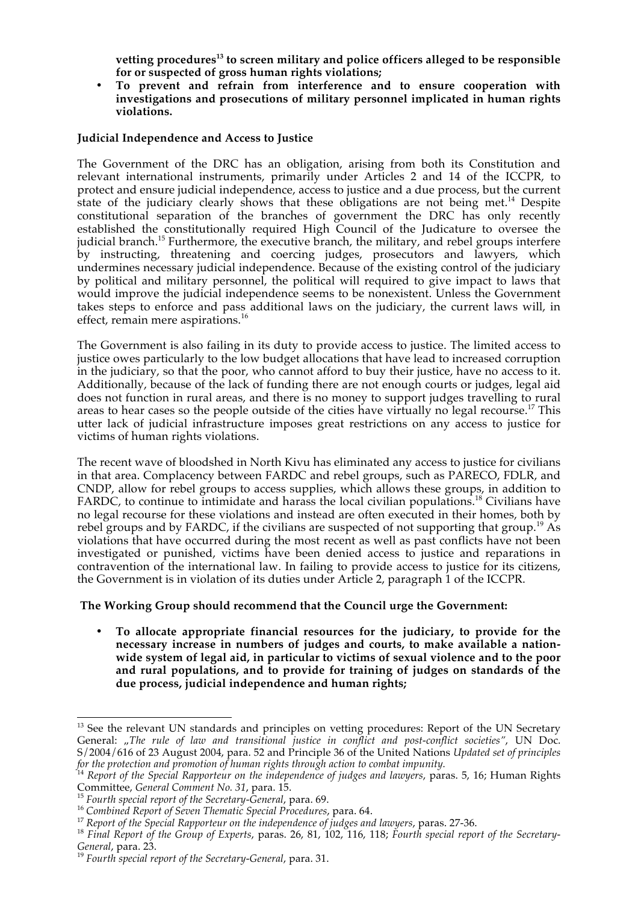**vetting procedures[13] to screen military and police officers alleged to be responsible for or suspected of gross human rights violations;**

- **To prevent and refrain from interference and to ensure cooperation with investigations and prosecutions of military personnel implicated in human rights violations.**

**Judicial Independence and Access to Justice**

The Government of the DRC has an obligation, arising from both its Constitution and relevant international instruments, primarily under Articles 2 and 14 of the ICCPR, to protect and ensure judicial independence, access to justice and a due process, but the current state of the judiciary clearly shows that these obligations are not being met.[14] Despite constitutional separation of the branches of government the DRC has only recently established the constitutionally required High Council of the Judicature to oversee the judicial branch.[15] Furthermore, the executive branch, the military, and rebel groups interfere by instructing, threatening and coercing judges, prosecutors and lawyers, which undermines necessary judicial independence. Because of the existing control of the judiciary by political and military personnel, the political will required to give impact to laws that would improve the judicial independence seems to be nonexistent. Unless the Government takes steps to enforce and pass additional laws on the judiciary, the current laws will, in effect, remain mere aspirations.[16]

The Government is also failing in its duty to provide access to justice. The limited access to justice owes particularly to the low budget allocations that have lead to increased corruption in the judiciary, so that the poor, who cannot afford to buy their justice, have no access to it. Additionally, because of the lack of funding there are not enough courts or judges, legal aid does not function in rural areas, and there is no money to support judges travelling to rural areas to hear cases so the people outside of the cities have virtually no legal recourse.[17] This utter lack of judicial infrastructure imposes great restrictions on any access to justice for victims of human rights violations.

The recent wave of bloodshed in North Kivu has eliminated any access to justice for civilians in that area. Complacency between FARDC and rebel groups, such as PARECO, FDLR, and CNDP, allow for rebel groups to access supplies, which allows these groups, in addition to FARDC, to continue to intimidate and harass the local civilian populations.[18] Civilians have no legal recourse for these violations and instead are often executed in their homes, both by rebel groups and by FARDC, if the civilians are suspected of not supporting that group.[19] As violations that have occurred during the most recent as well as past conflicts have not been investigated or punished, victims have been denied access to justice and reparations in contravention of the international law. In failing to provide access to justice for its citizens, the Government is in violation of its duties under Article 2, paragraph 1 of the ICCPR.

**The Working Group should recommend that the Council urge the Government:**

- **To allocate appropriate financial resources for the judiciary, to provide for the necessary increase in numbers of judges and courts, to make available a nation-wide system of legal aid, in particular to victims of sexual violence and to the poor and rural populations, and to provide for training of judges on standards of the due process, judicial independence and human rights;**

---

[13] See the relevant UN standards and principles on vetting procedures: Report of the UN Secretary General: „*The rule of law and transitional justice in conflict and post-conflict societies"*, UN Doc. S/2004/616 of 23 August 2004, para. 52 and Principle 36 of the United Nations *Updated set of principles for the protection and promotion of human rights through action to combat impunity.*

[14] *Report of the Special Rapporteur on the independence of judges and lawyers*, paras. 5, 16; Human Rights Committee, *General Comment No. 31*, para. 15.

[15] *Fourth special report of the Secretary-General*, para. 69.

[16] *Combined Report of Seven Thematic Special Procedures*, para. 64.

[17] *Report of the Special Rapporteur on the independence of judges and lawyers*, paras. 27-36.

[18] *Final Report of the Group of Experts*, paras. 26, 81, 102, 116, 118; *Fourth special report of the Secretary-General*, para. 23.

[19] *Fourth special report of the Secretary-General*, para. 31.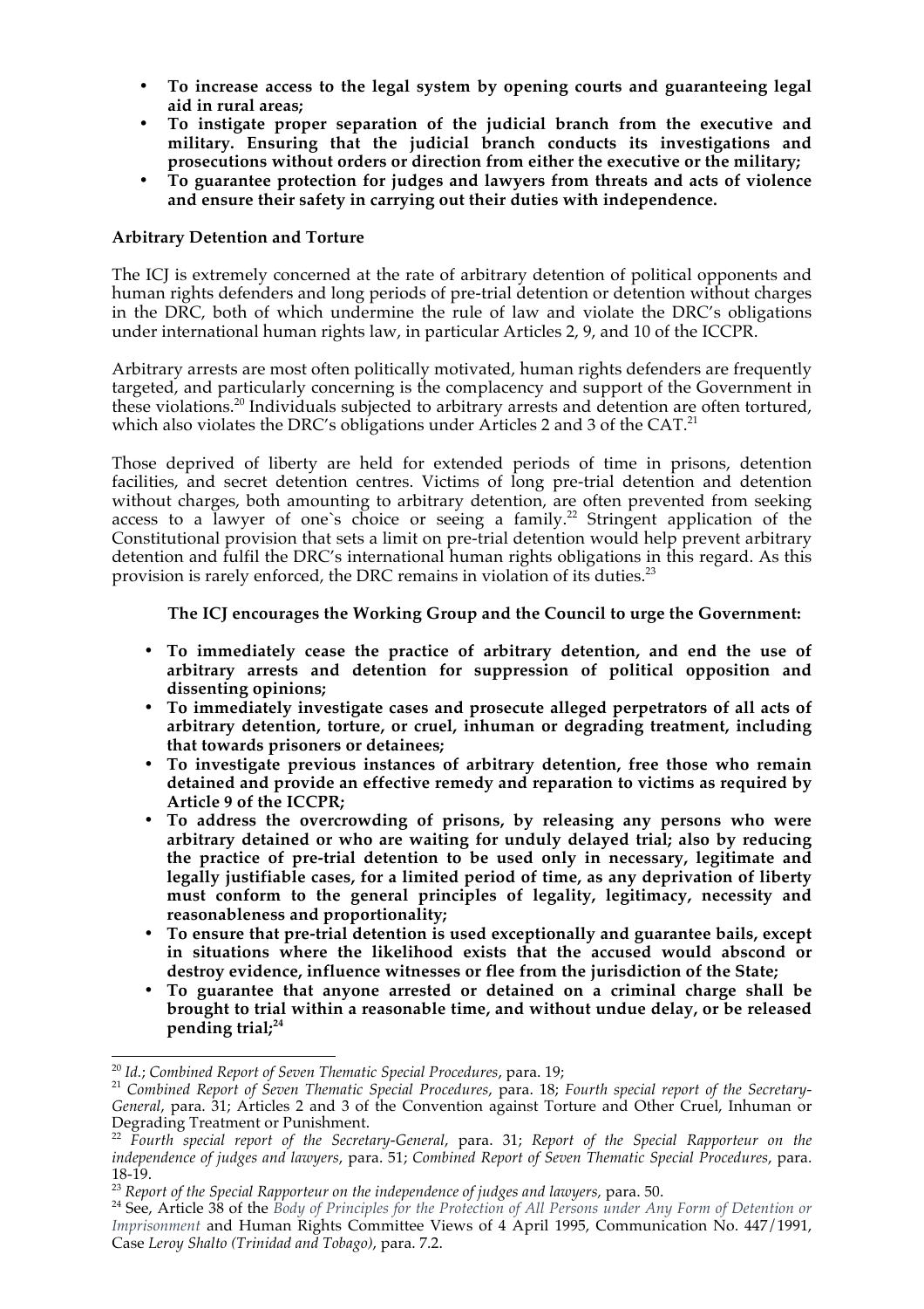- **To increase access to the legal system by opening courts and guaranteeing legal aid in rural areas;**
- **To instigate proper separation of the judicial branch from the executive and military. Ensuring that the judicial branch conducts its investigations and prosecutions without orders or direction from either the executive or the military;**
- **To guarantee protection for judges and lawyers from threats and acts of violence and ensure their safety in carrying out their duties with independence.**

**Arbitrary Detention and Torture**

The ICJ is extremely concerned at the rate of arbitrary detention of political opponents and human rights defenders and long periods of pre-trial detention or detention without charges in the DRC, both of which undermine the rule of law and violate the DRC's obligations under international human rights law, in particular Articles 2, 9, and 10 of the ICCPR.

Arbitrary arrests are most often politically motivated, human rights defenders are frequently targeted, and particularly concerning is the complacency and support of the Government in these violations.[20] Individuals subjected to arbitrary arrests and detention are often tortured, which also violates the DRC's obligations under Articles 2 and 3 of the CAT.[21]

Those deprived of liberty are held for extended periods of time in prisons, detention facilities, and secret detention centres. Victims of long pre-trial detention and detention without charges, both amounting to arbitrary detention, are often prevented from seeking access to a lawyer of one`s choice or seeing a family.[22] Stringent application of the Constitutional provision that sets a limit on pre-trial detention would help prevent arbitrary detention and fulfil the DRC's international human rights obligations in this regard. As this provision is rarely enforced, the DRC remains in violation of its duties.[23]

**The ICJ encourages the Working Group and the Council to urge the Government:**

- **To immediately cease the practice of arbitrary detention, and end the use of arbitrary arrests and detention for suppression of political opposition and dissenting opinions;**
- **To immediately investigate cases and prosecute alleged perpetrators of all acts of arbitrary detention, torture, or cruel, inhuman or degrading treatment, including that towards prisoners or detainees;**
- **To investigate previous instances of arbitrary detention, free those who remain detained and provide an effective remedy and reparation to victims as required by Article 9 of the ICCPR;**
- **To address the overcrowding of prisons, by releasing any persons who were arbitrary detained or who are waiting for unduly delayed trial; also by reducing the practice of pre-trial detention to be used only in necessary, legitimate and legally justifiable cases, for a limited period of time, as any deprivation of liberty must conform to the general principles of legality, legitimacy, necessity and reasonableness and proportionality;**
- **To ensure that pre-trial detention is used exceptionally and guarantee bails, except in situations where the likelihood exists that the accused would abscond or destroy evidence, influence witnesses or flee from the jurisdiction of the State;**
- **To guarantee that anyone arrested or detained on a criminal charge shall be brought to trial within a reasonable time, and without undue delay, or be released pending trial;[24]**

---

[20] *Id.*; *Combined Report of Seven Thematic Special Procedures*, para. 19;

[21] *Combined Report of Seven Thematic Special Procedures*, para. 18; *Fourth special report of the Secretary-General*, para. 31; Articles 2 and 3 of the Convention against Torture and Other Cruel, Inhuman or Degrading Treatment or Punishment.

[22] *Fourth special report of the Secretary-General*, para. 31; *Report of the Special Rapporteur on the independence of judges and lawyers*, para. 51; *Combined Report of Seven Thematic Special Procedures*, para. 18-19.

[23] *Report of the Special Rapporteur on the independence of judges and lawyers*, para. 50.

[24] See, Article 38 of the *Body of Principles for the Protection of All Persons under Any Form of Detention or Imprisonment* and Human Rights Committee Views of 4 April 1995, Communication No. 447/1991, Case *Leroy Shalto (Trinidad and Tobago)*, para. 7.2.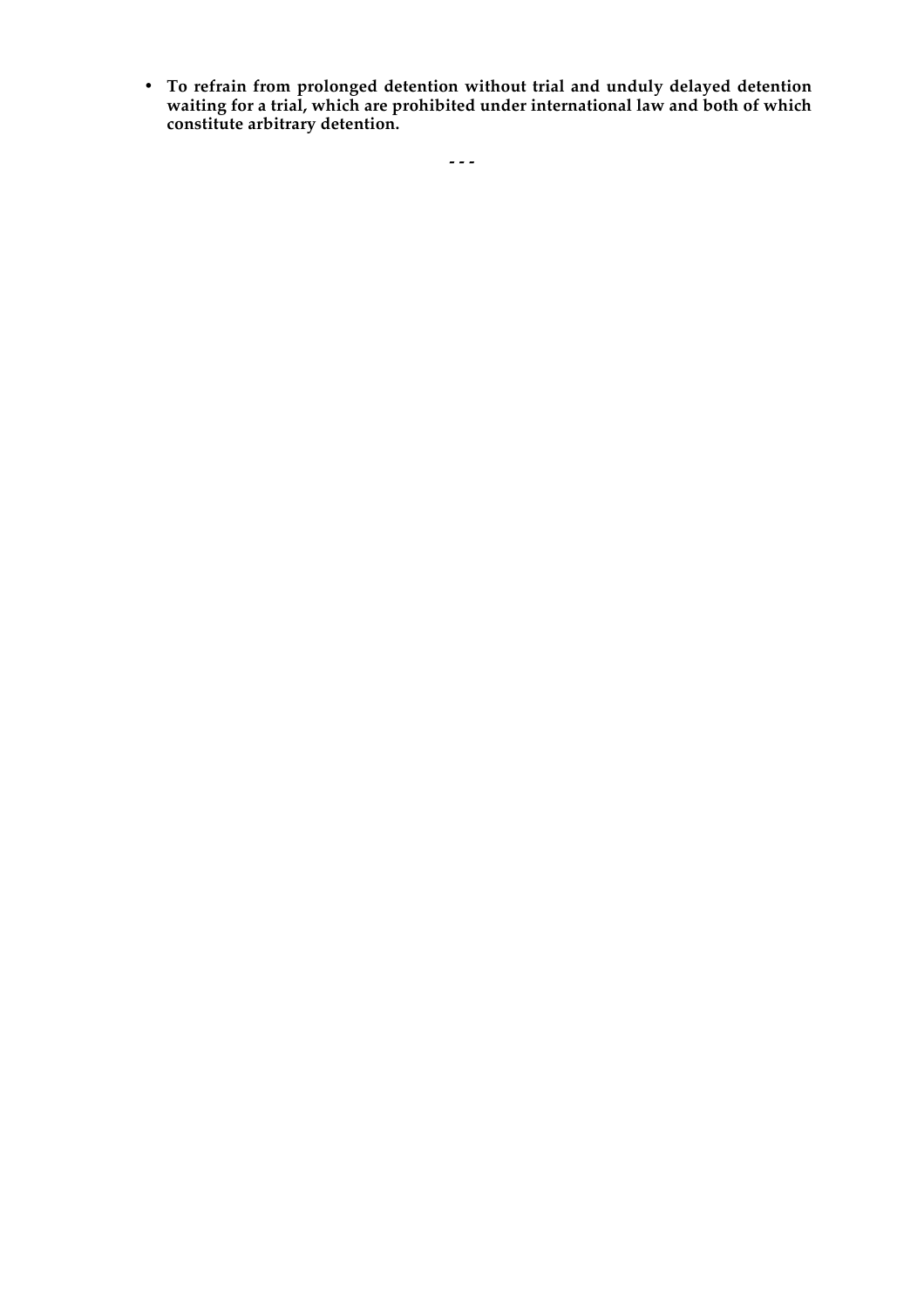- **To refrain from prolonged detention without trial and unduly delayed detention waiting for a trial, which are prohibited under international law and both of which constitute arbitrary detention.**

- - -